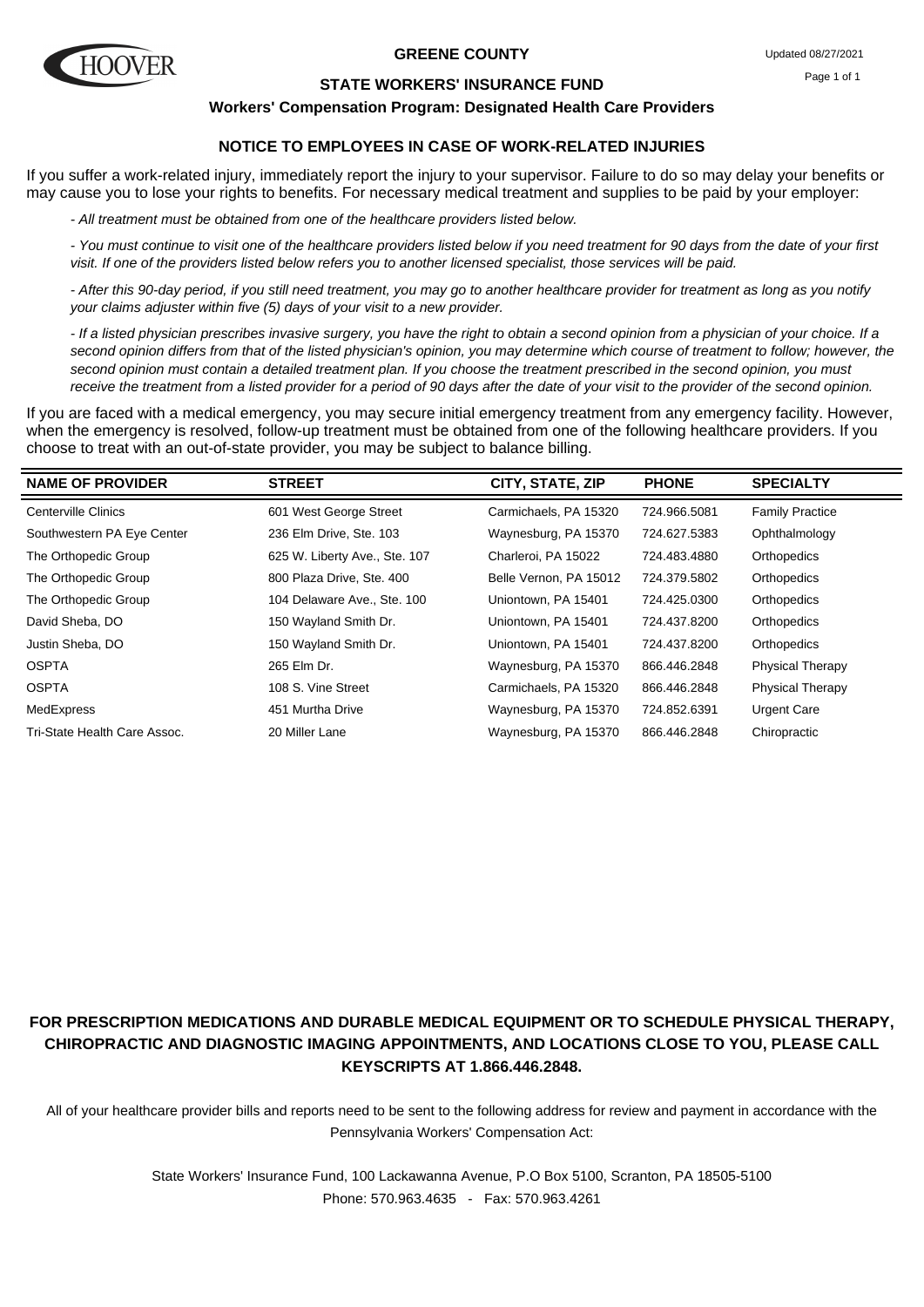# GREENE COUNTY

## STATE WORKERS' INSURANCE FUND

### Workers' Compensation Program: Designated Health Care Providers

Updated 08/27/2021

### NOTICE TO EMPLOYEES IN CASE OF WORK-RELATED INJURIES

If you suffer a work-related injury, immediately report the injury to your supervisor. Failure to do so may delay your benefits or may cause you to lose your rights to benefits. For necessary medical treatment and supplies to be paid by your employer:

*- All treatment must be obtained from one of the healthcare providers listed below.*

*- You must continue to visit one of the healthcare providers listed below if you need treatment for 90 days from the date of your first visit. If one of the providers listed below refers you to another licensed specialist, those services will be paid.*

*- After this 90-day period, if you still need treatment, you may go to another healthcare provider for treatment as long as you notify your claims adjuster within five (5) days of your visit to a new provider.*

*- If a listed physician prescribes invasive surgery, you have the right to obtain a second opinion from a physician of your choice. If a second opinion differs from that of the listed physician's opinion, you may determine which course of treatment to follow; however, the second opinion must contain a detailed treatment plan. If you choose the treatment prescribed in the second opinion, you must receive the treatment from a listed provider for a period of 90 days after the date of your visit to the provider of the second opinion.*

If you are faced with a medical emergency, you may secure initial emergency treatment from any emergency facility. However, when the emergency is resolved, follow-up treatment must be obtained from one of the following healthcare providers. If you choose to treat with an out-of-state provider, you may be subject to balance billing.

| NAME OF PROVIDER | STREET | CITY, STATE, ZIP | PHONE | SPECIALTY |
|---|---|---|---|---|
| Centerville Clinics | 601 West George Street | Carmichaels, PA 15320 | 724.966.5081 | Family Practice |
| Southwestern PA Eye Center | 236 Elm Drive, Ste. 103 | Waynesburg, PA 15370 | 724.627.5383 | Ophthalmology |
| The Orthopedic Group | 625 W. Liberty Ave., Ste. 107 | Charleroi, PA 15022 | 724.483.4880 | Orthopedics |
| The Orthopedic Group | 800 Plaza Drive, Ste. 400 | Belle Vernon, PA 15012 | 724.379.5802 | Orthopedics |
| The Orthopedic Group | 104 Delaware Ave., Ste. 100 | Uniontown, PA 15401 | 724.425.0300 | Orthopedics |
| David Sheba, DO | 150 Wayland Smith Dr. | Uniontown, PA 15401 | 724.437.8200 | Orthopedics |
| Justin Sheba, DO | 150 Wayland Smith Dr. | Uniontown, PA 15401 | 724.437.8200 | Orthopedics |
| OSPTA | 265 Elm Dr. | Waynesburg, PA 15370 | 866.446.2848 | Physical Therapy |
| OSPTA | 108 S. Vine Street | Carmichaels, PA 15320 | 866.446.2848 | Physical Therapy |
| MedExpress | 451 Murtha Drive | Waynesburg, PA 15370 | 724.852.6391 | Urgent Care |
| Tri-State Health Care Assoc. | 20 Miller Lane | Waynesburg, PA 15370 | 866.446.2848 | Chiropractic |

**FOR PRESCRIPTION MEDICATIONS AND DURABLE MEDICAL EQUIPMENT OR TO SCHEDULE PHYSICAL THERAPY, CHIROPRACTIC AND DIAGNOSTIC IMAGING APPOINTMENTS, AND LOCATIONS CLOSE TO YOU, PLEASE CALL KEYSCRIPTS AT 1.866.446.2848.**

All of your healthcare provider bills and reports need to be sent to the following address for review and payment in accordance with the Pennsylvania Workers' Compensation Act:

State Workers' Insurance Fund, 100 Lackawanna Avenue, P.O Box 5100, Scranton, PA 18505-5100
Phone: 570.963.4635 - Fax: 570.963.4261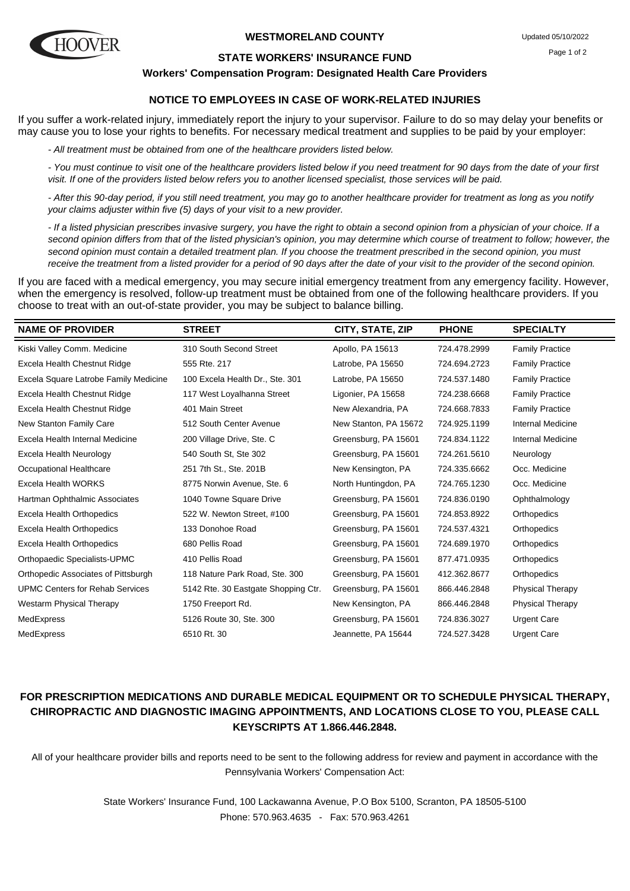# WESTMORELAND COUNTY

Updated 05/10/2022

## STATE WORKERS' INSURANCE FUND

### Workers' Compensation Program: Designated Health Care Providers

### NOTICE TO EMPLOYEES IN CASE OF WORK-RELATED INJURIES

If you suffer a work-related injury, immediately report the injury to your supervisor. Failure to do so may delay your benefits or may cause you to lose your rights to benefits. For necessary medical treatment and supplies to be paid by your employer:

*- All treatment must be obtained from one of the healthcare providers listed below.*

*- You must continue to visit one of the healthcare providers listed below if you need treatment for 90 days from the date of your first visit. If one of the providers listed below refers you to another licensed specialist, those services will be paid.*

*- After this 90-day period, if you still need treatment, you may go to another healthcare provider for treatment as long as you notify your claims adjuster within five (5) days of your visit to a new provider.*

*- If a listed physician prescribes invasive surgery, you have the right to obtain a second opinion from a physician of your choice. If a second opinion differs from that of the listed physician's opinion, you may determine which course of treatment to follow; however, the second opinion must contain a detailed treatment plan. If you choose the treatment prescribed in the second opinion, you must receive the treatment from a listed provider for a period of 90 days after the date of your visit to the provider of the second opinion.*

If you are faced with a medical emergency, you may secure initial emergency treatment from any emergency facility. However, when the emergency is resolved, follow-up treatment must be obtained from one of the following healthcare providers. If you choose to treat with an out-of-state provider, you may be subject to balance billing.

| NAME OF PROVIDER | STREET | CITY, STATE, ZIP | PHONE | SPECIALTY |
|---|---|---|---|---|
| Kiski Valley Comm. Medicine | 310 South Second Street | Apollo, PA 15613 | 724.478.2999 | Family Practice |
| Excela Health Chestnut Ridge | 555 Rte. 217 | Latrobe, PA 15650 | 724.694.2723 | Family Practice |
| Excela Square Latrobe Family Medicine | 100 Excela Health Dr., Ste. 301 | Latrobe, PA 15650 | 724.537.1480 | Family Practice |
| Excela Health Chestnut Ridge | 117 West Loyalhanna Street | Ligonier, PA 15658 | 724.238.6668 | Family Practice |
| Excela Health Chestnut Ridge | 401 Main Street | New Alexandria, PA | 724.668.7833 | Family Practice |
| New Stanton Family Care | 512 South Center Avenue | New Stanton, PA 15672 | 724.925.1199 | Internal Medicine |
| Excela Health Internal Medicine | 200 Village Drive, Ste. C | Greensburg, PA 15601 | 724.834.1122 | Internal Medicine |
| Excela Health Neurology | 540 South St, Ste 302 | Greensburg, PA 15601 | 724.261.5610 | Neurology |
| Occupational Healthcare | 251 7th St., Ste. 201B | New Kensington, PA | 724.335.6662 | Occ. Medicine |
| Excela Health WORKS | 8775 Norwin Avenue, Ste. 6 | North Huntingdon, PA | 724.765.1230 | Occ. Medicine |
| Hartman Ophthalmic Associates | 1040 Towne Square Drive | Greensburg, PA 15601 | 724.836.0190 | Ophthalmology |
| Excela Health Orthopedics | 522 W. Newton Street, #100 | Greensburg, PA 15601 | 724.853.8922 | Orthopedics |
| Excela Health Orthopedics | 133 Donohoe Road | Greensburg, PA 15601 | 724.537.4321 | Orthopedics |
| Excela Health Orthopedics | 680 Pellis Road | Greensburg, PA 15601 | 724.689.1970 | Orthopedics |
| Orthopaedic Specialists-UPMC | 410 Pellis Road | Greensburg, PA 15601 | 877.471.0935 | Orthopedics |
| Orthopedic Associates of Pittsburgh | 118 Nature Park Road, Ste. 300 | Greensburg, PA 15601 | 412.362.8677 | Orthopedics |
| UPMC Centers for Rehab Services | 5142 Rte. 30 Eastgate Shopping Ctr. | Greensburg, PA 15601 | 866.446.2848 | Physical Therapy |
| Westarm Physical Therapy | 1750 Freeport Rd. | New Kensington, PA | 866.446.2848 | Physical Therapy |
| MedExpress | 5126 Route 30, Ste. 300 | Greensburg, PA 15601 | 724.836.3027 | Urgent Care |
| MedExpress | 6510 Rt. 30 | Jeannette, PA 15644 | 724.527.3428 | Urgent Care |

**FOR PRESCRIPTION MEDICATIONS AND DURABLE MEDICAL EQUIPMENT OR TO SCHEDULE PHYSICAL THERAPY, CHIROPRACTIC AND DIAGNOSTIC IMAGING APPOINTMENTS, AND LOCATIONS CLOSE TO YOU, PLEASE CALL KEYSCRIPTS AT 1.866.446.2848.**

All of your healthcare provider bills and reports need to be sent to the following address for review and payment in accordance with the Pennsylvania Workers' Compensation Act:

State Workers' Insurance Fund, 100 Lackawanna Avenue, P.O Box 5100, Scranton, PA 18505-5100
Phone: 570.963.4635 - Fax: 570.963.4261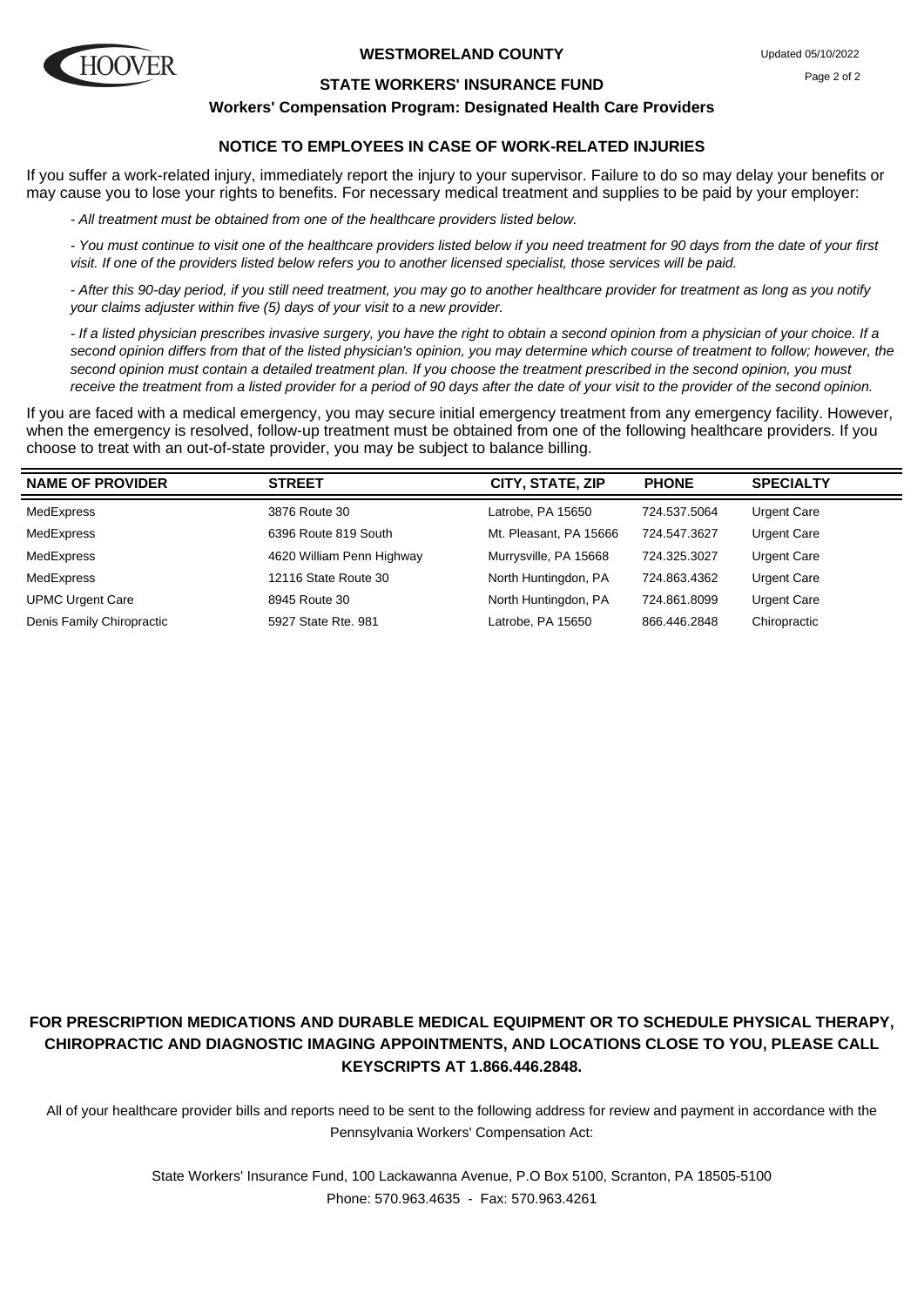# WESTMORELAND COUNTY

Updated 05/10/2022

## STATE WORKERS' INSURANCE FUND

### Workers' Compensation Program: Designated Health Care Providers

### NOTICE TO EMPLOYEES IN CASE OF WORK-RELATED INJURIES

If you suffer a work-related injury, immediately report the injury to your supervisor. Failure to do so may delay your benefits or may cause you to lose your rights to benefits. For necessary medical treatment and supplies to be paid by your employer:

*- All treatment must be obtained from one of the healthcare providers listed below.*

*- You must continue to visit one of the healthcare providers listed below if you need treatment for 90 days from the date of your first visit. If one of the providers listed below refers you to another licensed specialist, those services will be paid.*

*- After this 90-day period, if you still need treatment, you may go to another healthcare provider for treatment as long as you notify your claims adjuster within five (5) days of your visit to a new provider.*

*- If a listed physician prescribes invasive surgery, you have the right to obtain a second opinion from a physician of your choice. If a second opinion differs from that of the listed physician's opinion, you may determine which course of treatment to follow; however, the second opinion must contain a detailed treatment plan. If you choose the treatment prescribed in the second opinion, you must receive the treatment from a listed provider for a period of 90 days after the date of your visit to the provider of the second opinion.*

If you are faced with a medical emergency, you may secure initial emergency treatment from any emergency facility. However, when the emergency is resolved, follow-up treatment must be obtained from one of the following healthcare providers. If you choose to treat with an out-of-state provider, you may be subject to balance billing.

| NAME OF PROVIDER | STREET | CITY, STATE, ZIP | PHONE | SPECIALTY |
|---|---|---|---|---|
| MedExpress | 3876 Route 30 | Latrobe, PA 15650 | 724.537.5064 | Urgent Care |
| MedExpress | 6396 Route 819 South | Mt. Pleasant, PA 15666 | 724.547.3627 | Urgent Care |
| MedExpress | 4620 William Penn Highway | Murrysville, PA 15668 | 724.325.3027 | Urgent Care |
| MedExpress | 12116 State Route 30 | North Huntingdon, PA | 724.863.4362 | Urgent Care |
| UPMC Urgent Care | 8945 Route 30 | North Huntingdon, PA | 724.861.8099 | Urgent Care |
| Denis Family Chiropractic | 5927 State Rte. 981 | Latrobe, PA 15650 | 866.446.2848 | Chiropractic |

**FOR PRESCRIPTION MEDICATIONS AND DURABLE MEDICAL EQUIPMENT OR TO SCHEDULE PHYSICAL THERAPY, CHIROPRACTIC AND DIAGNOSTIC IMAGING APPOINTMENTS, AND LOCATIONS CLOSE TO YOU, PLEASE CALL KEYSCRIPTS AT 1.866.446.2848.**

All of your healthcare provider bills and reports need to be sent to the following address for review and payment in accordance with the Pennsylvania Workers' Compensation Act:

State Workers' Insurance Fund, 100 Lackawanna Avenue, P.O Box 5100, Scranton, PA 18505-5100
Phone: 570.963.4635 - Fax: 570.963.4261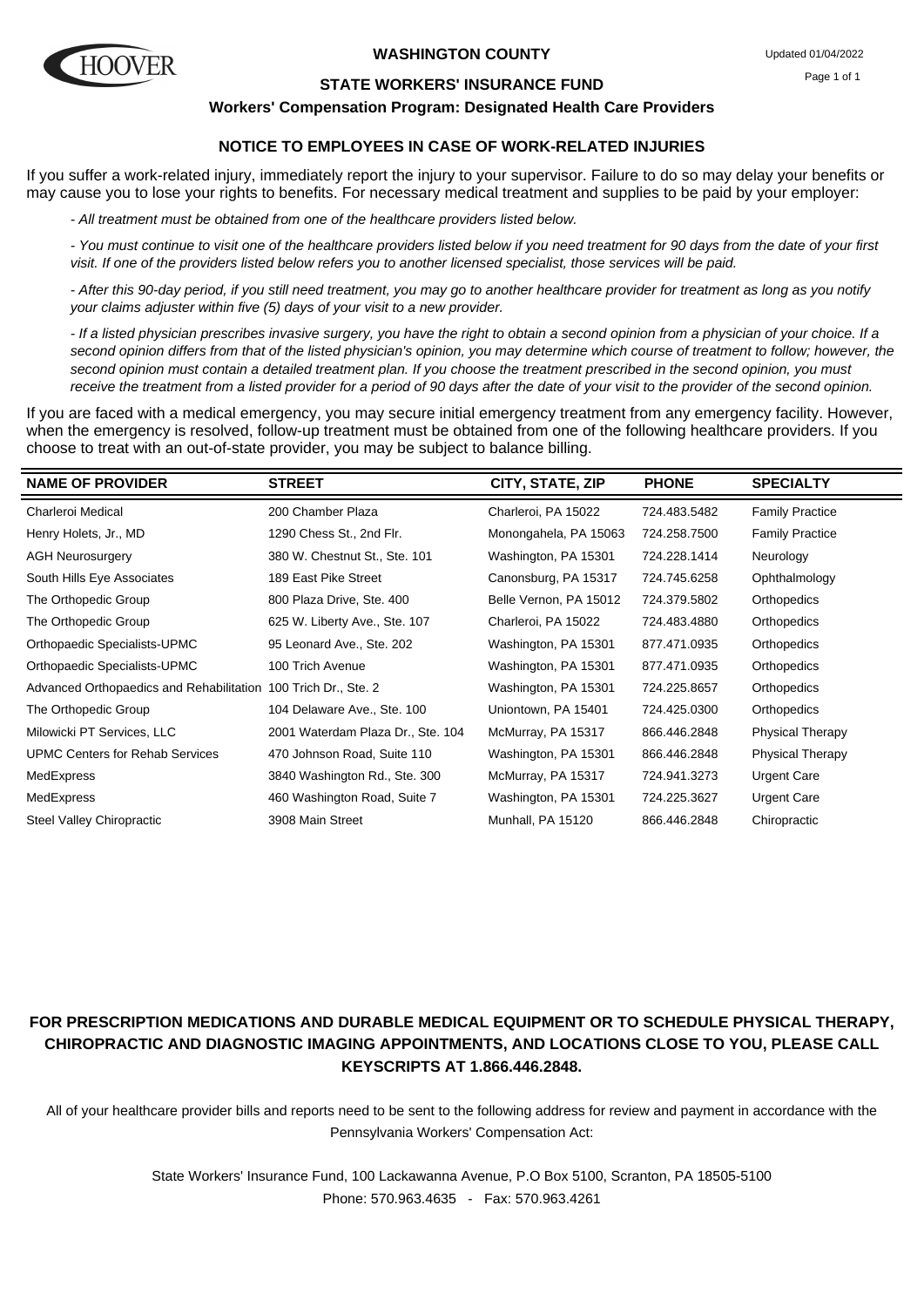# WASHINGTON COUNTY

Updated 01/04/2022

## STATE WORKERS' INSURANCE FUND

### Workers' Compensation Program: Designated Health Care Providers

### NOTICE TO EMPLOYEES IN CASE OF WORK-RELATED INJURIES

If you suffer a work-related injury, immediately report the injury to your supervisor. Failure to do so may delay your benefits or may cause you to lose your rights to benefits. For necessary medical treatment and supplies to be paid by your employer:

*- All treatment must be obtained from one of the healthcare providers listed below.*

*- You must continue to visit one of the healthcare providers listed below if you need treatment for 90 days from the date of your first visit. If one of the providers listed below refers you to another licensed specialist, those services will be paid.*

*- After this 90-day period, if you still need treatment, you may go to another healthcare provider for treatment as long as you notify your claims adjuster within five (5) days of your visit to a new provider.*

*- If a listed physician prescribes invasive surgery, you have the right to obtain a second opinion from a physician of your choice. If a second opinion differs from that of the listed physician's opinion, you may determine which course of treatment to follow; however, the second opinion must contain a detailed treatment plan. If you choose the treatment prescribed in the second opinion, you must receive the treatment from a listed provider for a period of 90 days after the date of your visit to the provider of the second opinion.*

If you are faced with a medical emergency, you may secure initial emergency treatment from any emergency facility. However, when the emergency is resolved, follow-up treatment must be obtained from one of the following healthcare providers. If you choose to treat with an out-of-state provider, you may be subject to balance billing.

| NAME OF PROVIDER | STREET | CITY, STATE, ZIP | PHONE | SPECIALTY |
|---|---|---|---|---|
| Charleroi Medical | 200 Chamber Plaza | Charleroi, PA 15022 | 724.483.5482 | Family Practice |
| Henry Holets, Jr., MD | 1290 Chess St., 2nd Flr. | Monongahela, PA 15063 | 724.258.7500 | Family Practice |
| AGH Neurosurgery | 380 W. Chestnut St., Ste. 101 | Washington, PA 15301 | 724.228.1414 | Neurology |
| South Hills Eye Associates | 189 East Pike Street | Canonsburg, PA 15317 | 724.745.6258 | Ophthalmology |
| The Orthopedic Group | 800 Plaza Drive, Ste. 400 | Belle Vernon, PA 15012 | 724.379.5802 | Orthopedics |
| The Orthopedic Group | 625 W. Liberty Ave., Ste. 107 | Charleroi, PA 15022 | 724.483.4880 | Orthopedics |
| Orthopaedic Specialists-UPMC | 95 Leonard Ave., Ste. 202 | Washington, PA 15301 | 877.471.0935 | Orthopedics |
| Orthopaedic Specialists-UPMC | 100 Trich Avenue | Washington, PA 15301 | 877.471.0935 | Orthopedics |
| Advanced Orthopaedics and Rehabilitation | 100 Trich Dr., Ste. 2 | Washington, PA 15301 | 724.225.8657 | Orthopedics |
| The Orthopedic Group | 104 Delaware Ave., Ste. 100 | Uniontown, PA 15401 | 724.425.0300 | Orthopedics |
| Milowicki PT Services, LLC | 2001 Waterdam Plaza Dr., Ste. 104 | McMurray, PA 15317 | 866.446.2848 | Physical Therapy |
| UPMC Centers for Rehab Services | 470 Johnson Road, Suite 110 | Washington, PA 15301 | 866.446.2848 | Physical Therapy |
| MedExpress | 3840 Washington Rd., Ste. 300 | McMurray, PA 15317 | 724.941.3273 | Urgent Care |
| MedExpress | 460 Washington Road, Suite 7 | Washington, PA 15301 | 724.225.3627 | Urgent Care |
| Steel Valley Chiropractic | 3908 Main Street | Munhall, PA 15120 | 866.446.2848 | Chiropractic |

**FOR PRESCRIPTION MEDICATIONS AND DURABLE MEDICAL EQUIPMENT OR TO SCHEDULE PHYSICAL THERAPY, CHIROPRACTIC AND DIAGNOSTIC IMAGING APPOINTMENTS, AND LOCATIONS CLOSE TO YOU, PLEASE CALL KEYSCRIPTS AT 1.866.446.2848.**

All of your healthcare provider bills and reports need to be sent to the following address for review and payment in accordance with the Pennsylvania Workers' Compensation Act:

State Workers' Insurance Fund, 100 Lackawanna Avenue, P.O Box 5100, Scranton, PA 18505-5100
Phone: 570.963.4635 - Fax: 570.963.4261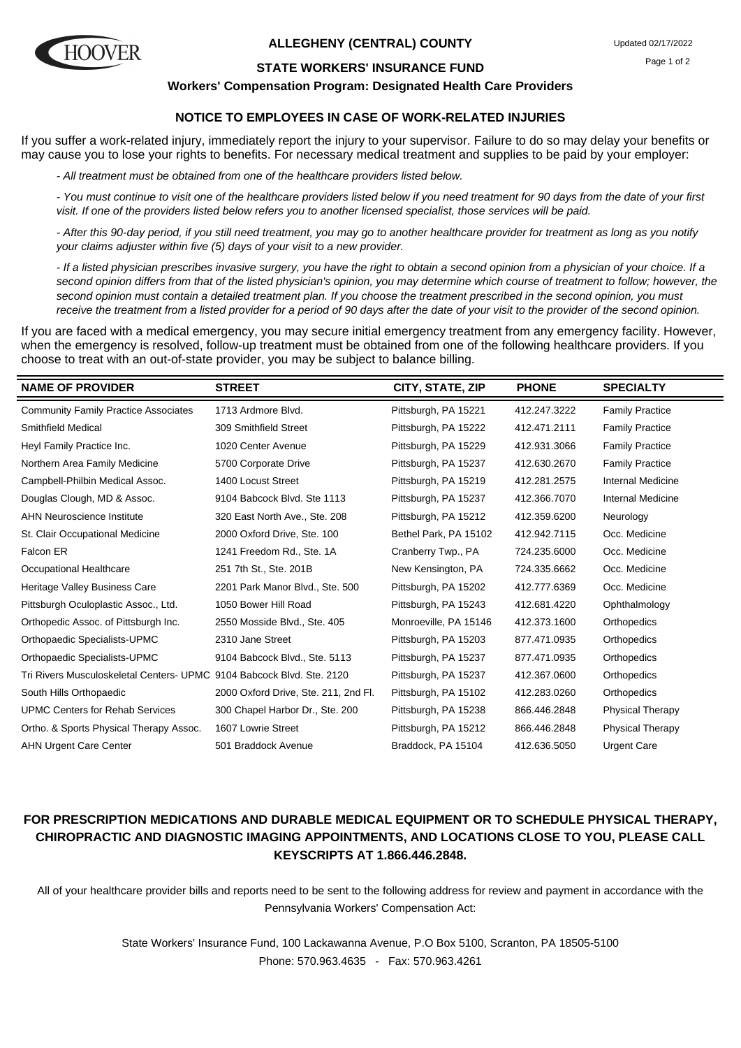**ALLEGHENY (CENTRAL) COUNTY**

Updated 02/17/2022

**STATE WORKERS' INSURANCE FUND**

**Workers' Compensation Program: Designated Health Care Providers**

## NOTICE TO EMPLOYEES IN CASE OF WORK-RELATED INJURIES

If you suffer a work-related injury, immediately report the injury to your supervisor. Failure to do so may delay your benefits or may cause you to lose your rights to benefits. For necessary medical treatment and supplies to be paid by your employer:

*- All treatment must be obtained from one of the healthcare providers listed below.*

*- You must continue to visit one of the healthcare providers listed below if you need treatment for 90 days from the date of your first visit. If one of the providers listed below refers you to another licensed specialist, those services will be paid.*

*- After this 90-day period, if you still need treatment, you may go to another healthcare provider for treatment as long as you notify your claims adjuster within five (5) days of your visit to a new provider.*

*- If a listed physician prescribes invasive surgery, you have the right to obtain a second opinion from a physician of your choice. If a second opinion differs from that of the listed physician's opinion, you may determine which course of treatment to follow; however, the second opinion must contain a detailed treatment plan. If you choose the treatment prescribed in the second opinion, you must receive the treatment from a listed provider for a period of 90 days after the date of your visit to the provider of the second opinion.*

If you are faced with a medical emergency, you may secure initial emergency treatment from any emergency facility. However, when the emergency is resolved, follow-up treatment must be obtained from one of the following healthcare providers. If you choose to treat with an out-of-state provider, you may be subject to balance billing.

| NAME OF PROVIDER | STREET | CITY, STATE, ZIP | PHONE | SPECIALTY |
|---|---|---|---|---|
| Community Family Practice Associates | 1713 Ardmore Blvd. | Pittsburgh, PA 15221 | 412.247.3222 | Family Practice |
| Smithfield Medical | 309 Smithfield Street | Pittsburgh, PA 15222 | 412.471.2111 | Family Practice |
| Heyl Family Practice Inc. | 1020 Center Avenue | Pittsburgh, PA 15229 | 412.931.3066 | Family Practice |
| Northern Area Family Medicine | 5700 Corporate Drive | Pittsburgh, PA 15237 | 412.630.2670 | Family Practice |
| Campbell-Philbin Medical Assoc. | 1400 Locust Street | Pittsburgh, PA 15219 | 412.281.2575 | Internal Medicine |
| Douglas Clough, MD & Assoc. | 9104 Babcock Blvd. Ste 1113 | Pittsburgh, PA 15237 | 412.366.7070 | Internal Medicine |
| AHN Neuroscience Institute | 320 East North Ave., Ste. 208 | Pittsburgh, PA 15212 | 412.359.6200 | Neurology |
| St. Clair Occupational Medicine | 2000 Oxford Drive, Ste. 100 | Bethel Park, PA 15102 | 412.942.7115 | Occ. Medicine |
| Falcon ER | 1241 Freedom Rd., Ste. 1A | Cranberry Twp., PA | 724.235.6000 | Occ. Medicine |
| Occupational Healthcare | 251 7th St., Ste. 201B | New Kensington, PA | 724.335.6662 | Occ. Medicine |
| Heritage Valley Business Care | 2201 Park Manor Blvd., Ste. 500 | Pittsburgh, PA 15202 | 412.777.6369 | Occ. Medicine |
| Pittsburgh Oculoplastic Assoc., Ltd. | 1050 Bower Hill Road | Pittsburgh, PA 15243 | 412.681.4220 | Ophthalmology |
| Orthopedic Assoc. of Pittsburgh Inc. | 2550 Mosside Blvd., Ste. 405 | Monroeville, PA 15146 | 412.373.1600 | Orthopedics |
| Orthopaedic Specialists-UPMC | 2310 Jane Street | Pittsburgh, PA 15203 | 877.471.0935 | Orthopedics |
| Orthopaedic Specialists-UPMC | 9104 Babcock Blvd., Ste. 5113 | Pittsburgh, PA 15237 | 877.471.0935 | Orthopedics |
| Tri Rivers Musculoskeletal Centers- UPMC | 9104 Babcock Blvd. Ste. 2120 | Pittsburgh, PA 15237 | 412.367.0600 | Orthopedics |
| South Hills Orthopaedic | 2000 Oxford Drive, Ste. 211, 2nd Fl. | Pittsburgh, PA 15102 | 412.283.0260 | Orthopedics |
| UPMC Centers for Rehab Services | 300 Chapel Harbor Dr., Ste. 200 | Pittsburgh, PA 15238 | 866.446.2848 | Physical Therapy |
| Ortho. & Sports Physical Therapy Assoc. | 1607 Lowrie Street | Pittsburgh, PA 15212 | 866.446.2848 | Physical Therapy |
| AHN Urgent Care Center | 501 Braddock Avenue | Braddock, PA 15104 | 412.636.5050 | Urgent Care |

**FOR PRESCRIPTION MEDICATIONS AND DURABLE MEDICAL EQUIPMENT OR TO SCHEDULE PHYSICAL THERAPY, CHIROPRACTIC AND DIAGNOSTIC IMAGING APPOINTMENTS, AND LOCATIONS CLOSE TO YOU, PLEASE CALL KEYSCRIPTS AT 1.866.446.2848.**

All of your healthcare provider bills and reports need to be sent to the following address for review and payment in accordance with the Pennsylvania Workers' Compensation Act:

State Workers' Insurance Fund, 100 Lackawanna Avenue, P.O Box 5100, Scranton, PA 18505-5100
Phone: 570.963.4635 - Fax: 570.963.4261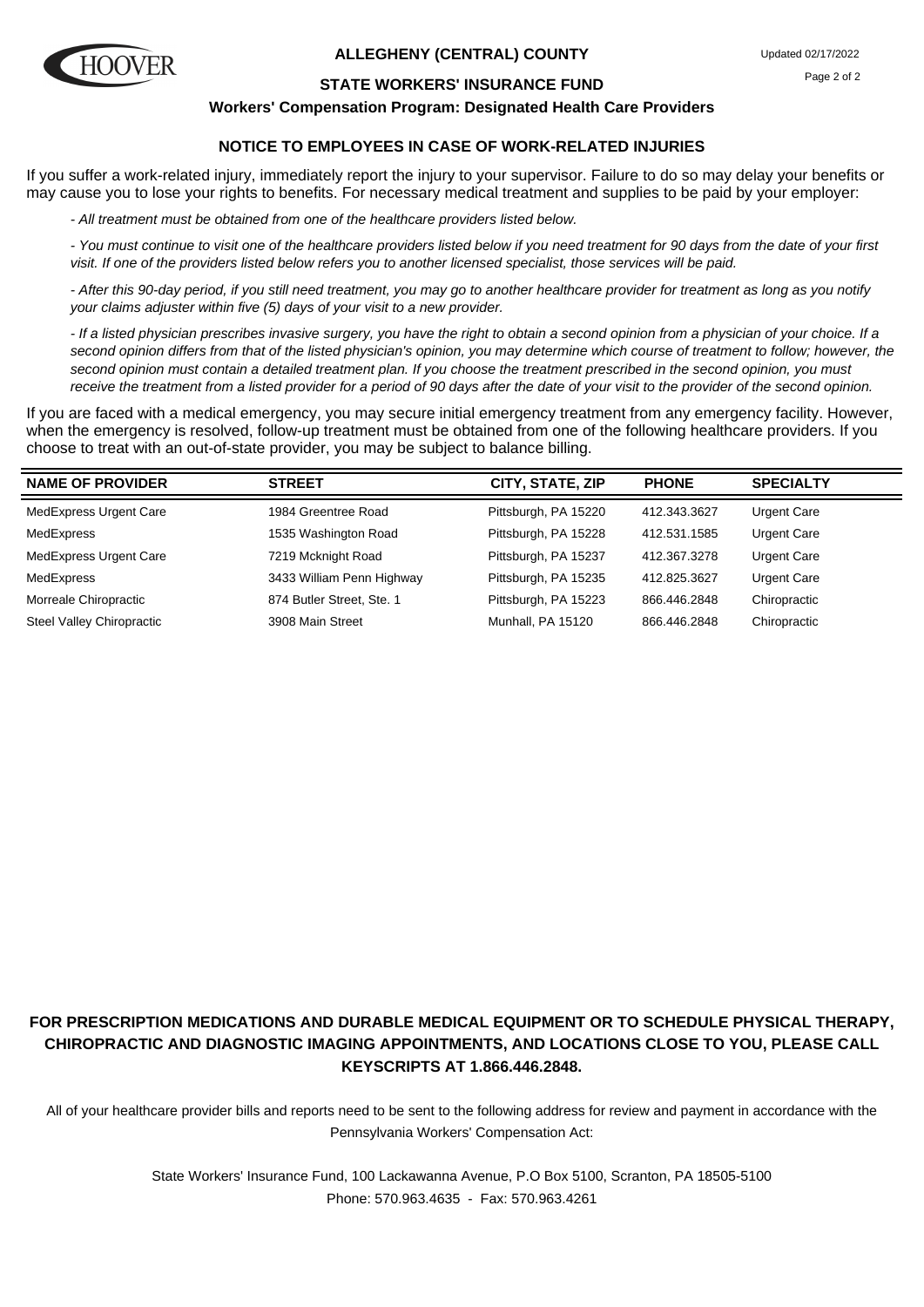# ALLEGHENY (CENTRAL) COUNTY

## STATE WORKERS' INSURANCE FUND

### Workers' Compensation Program: Designated Health Care Providers

### NOTICE TO EMPLOYEES IN CASE OF WORK-RELATED INJURIES

If you suffer a work-related injury, immediately report the injury to your supervisor. Failure to do so may delay your benefits or may cause you to lose your rights to benefits. For necessary medical treatment and supplies to be paid by your employer:

*- All treatment must be obtained from one of the healthcare providers listed below.*

*- You must continue to visit one of the healthcare providers listed below if you need treatment for 90 days from the date of your first visit. If one of the providers listed below refers you to another licensed specialist, those services will be paid.*

*- After this 90-day period, if you still need treatment, you may go to another healthcare provider for treatment as long as you notify your claims adjuster within five (5) days of your visit to a new provider.*

*- If a listed physician prescribes invasive surgery, you have the right to obtain a second opinion from a physician of your choice. If a second opinion differs from that of the listed physician's opinion, you may determine which course of treatment to follow; however, the second opinion must contain a detailed treatment plan. If you choose the treatment prescribed in the second opinion, you must receive the treatment from a listed provider for a period of 90 days after the date of your visit to the provider of the second opinion.*

If you are faced with a medical emergency, you may secure initial emergency treatment from any emergency facility. However, when the emergency is resolved, follow-up treatment must be obtained from one of the following healthcare providers. If you choose to treat with an out-of-state provider, you may be subject to balance billing.

| NAME OF PROVIDER | STREET | CITY, STATE, ZIP | PHONE | SPECIALTY |
|---|---|---|---|---|
| MedExpress Urgent Care | 1984 Greentree Road | Pittsburgh, PA 15220 | 412.343.3627 | Urgent Care |
| MedExpress | 1535 Washington Road | Pittsburgh, PA 15228 | 412.531.1585 | Urgent Care |
| MedExpress Urgent Care | 7219 Mcknight Road | Pittsburgh, PA 15237 | 412.367.3278 | Urgent Care |
| MedExpress | 3433 William Penn Highway | Pittsburgh, PA 15235 | 412.825.3627 | Urgent Care |
| Morreale Chiropractic | 874 Butler Street, Ste. 1 | Pittsburgh, PA 15223 | 866.446.2848 | Chiropractic |
| Steel Valley Chiropractic | 3908 Main Street | Munhall, PA 15120 | 866.446.2848 | Chiropractic |

**FOR PRESCRIPTION MEDICATIONS AND DURABLE MEDICAL EQUIPMENT OR TO SCHEDULE PHYSICAL THERAPY, CHIROPRACTIC AND DIAGNOSTIC IMAGING APPOINTMENTS, AND LOCATIONS CLOSE TO YOU, PLEASE CALL KEYSCRIPTS AT 1.866.446.2848.**

All of your healthcare provider bills and reports need to be sent to the following address for review and payment in accordance with the Pennsylvania Workers' Compensation Act:

State Workers' Insurance Fund, 100 Lackawanna Avenue, P.O Box 5100, Scranton, PA 18505-5100
Phone: 570.963.4635 - Fax: 570.963.4261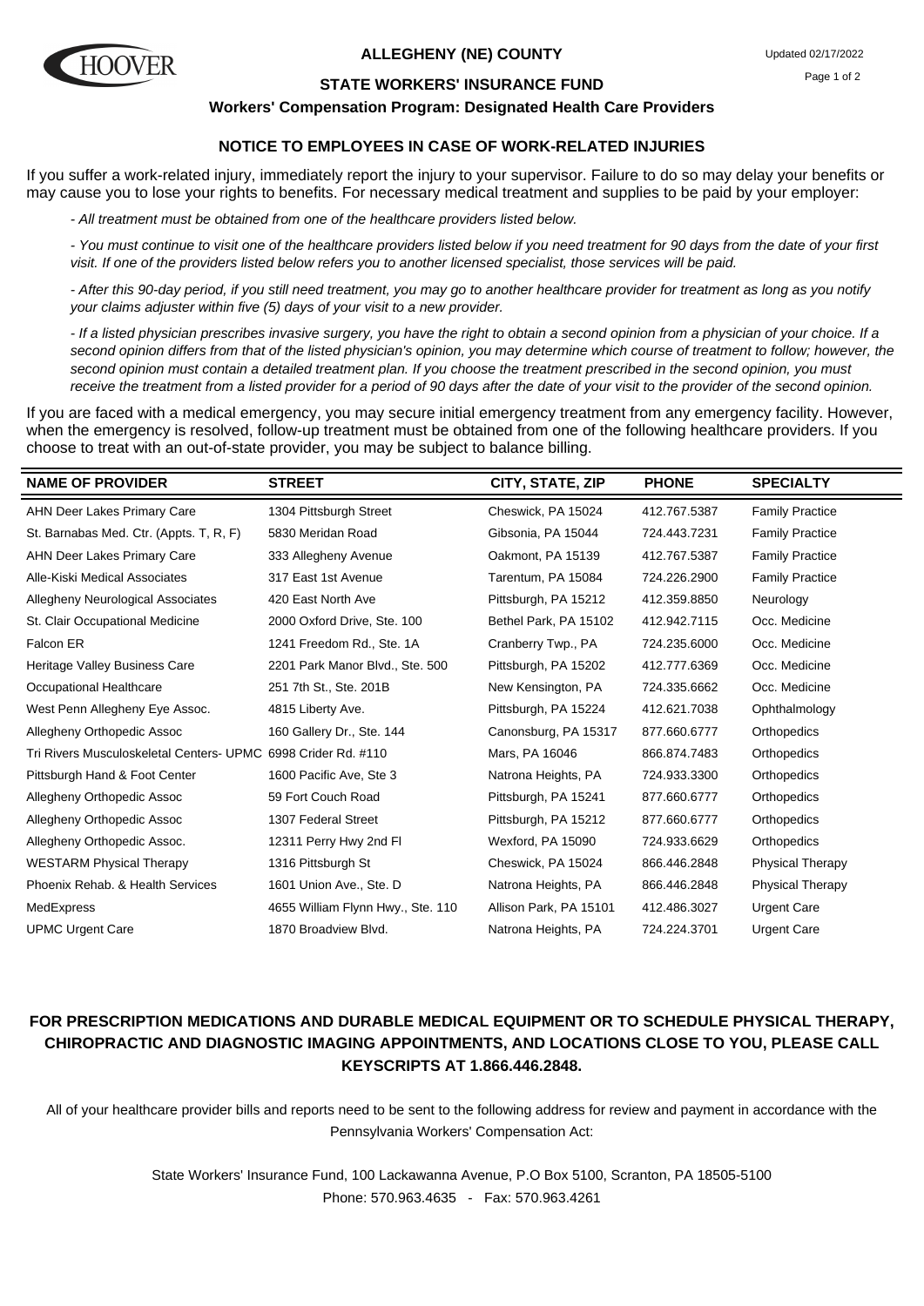# ALLEGHENY (NE) COUNTY

Updated 02/17/2022

## STATE WORKERS' INSURANCE FUND

### Workers' Compensation Program: Designated Health Care Providers

### NOTICE TO EMPLOYEES IN CASE OF WORK-RELATED INJURIES

If you suffer a work-related injury, immediately report the injury to your supervisor. Failure to do so may delay your benefits or may cause you to lose your rights to benefits. For necessary medical treatment and supplies to be paid by your employer:

*- All treatment must be obtained from one of the healthcare providers listed below.*

*- You must continue to visit one of the healthcare providers listed below if you need treatment for 90 days from the date of your first visit. If one of the providers listed below refers you to another licensed specialist, those services will be paid.*

*- After this 90-day period, if you still need treatment, you may go to another healthcare provider for treatment as long as you notify your claims adjuster within five (5) days of your visit to a new provider.*

*- If a listed physician prescribes invasive surgery, you have the right to obtain a second opinion from a physician of your choice. If a second opinion differs from that of the listed physician's opinion, you may determine which course of treatment to follow; however, the second opinion must contain a detailed treatment plan. If you choose the treatment prescribed in the second opinion, you must receive the treatment from a listed provider for a period of 90 days after the date of your visit to the provider of the second opinion.*

If you are faced with a medical emergency, you may secure initial emergency treatment from any emergency facility. However, when the emergency is resolved, follow-up treatment must be obtained from one of the following healthcare providers. If you choose to treat with an out-of-state provider, you may be subject to balance billing.

| NAME OF PROVIDER | STREET | CITY, STATE, ZIP | PHONE | SPECIALTY |
|---|---|---|---|---|
| AHN Deer Lakes Primary Care | 1304 Pittsburgh Street | Cheswick, PA 15024 | 412.767.5387 | Family Practice |
| St. Barnabas Med. Ctr. (Appts. T, R, F) | 5830 Meridan Road | Gibsonia, PA 15044 | 724.443.7231 | Family Practice |
| AHN Deer Lakes Primary Care | 333 Allegheny Avenue | Oakmont, PA 15139 | 412.767.5387 | Family Practice |
| Alle-Kiski Medical Associates | 317 East 1st Avenue | Tarentum, PA 15084 | 724.226.2900 | Family Practice |
| Allegheny Neurological Associates | 420 East North Ave | Pittsburgh, PA 15212 | 412.359.8850 | Neurology |
| St. Clair Occupational Medicine | 2000 Oxford Drive, Ste. 100 | Bethel Park, PA 15102 | 412.942.7115 | Occ. Medicine |
| Falcon ER | 1241 Freedom Rd., Ste. 1A | Cranberry Twp., PA | 724.235.6000 | Occ. Medicine |
| Heritage Valley Business Care | 2201 Park Manor Blvd., Ste. 500 | Pittsburgh, PA 15202 | 412.777.6369 | Occ. Medicine |
| Occupational Healthcare | 251 7th St., Ste. 201B | New Kensington, PA | 724.335.6662 | Occ. Medicine |
| West Penn Allegheny Eye Assoc. | 4815 Liberty Ave. | Pittsburgh, PA 15224 | 412.621.7038 | Ophthalmology |
| Allegheny Orthopedic Assoc | 160 Gallery Dr., Ste. 144 | Canonsburg, PA 15317 | 877.660.6777 | Orthopedics |
| Tri Rivers Musculoskeletal Centers- UPMC | 6998 Crider Rd. #110 | Mars, PA 16046 | 866.874.7483 | Orthopedics |
| Pittsburgh Hand & Foot Center | 1600 Pacific Ave, Ste 3 | Natrona Heights, PA | 724.933.3300 | Orthopedics |
| Allegheny Orthopedic Assoc | 59 Fort Couch Road | Pittsburgh, PA 15241 | 877.660.6777 | Orthopedics |
| Allegheny Orthopedic Assoc | 1307 Federal Street | Pittsburgh, PA 15212 | 877.660.6777 | Orthopedics |
| Allegheny Orthopedic Assoc. | 12311 Perry Hwy 2nd Fl | Wexford, PA 15090 | 724.933.6629 | Orthopedics |
| WESTARM Physical Therapy | 1316 Pittsburgh St | Cheswick, PA 15024 | 866.446.2848 | Physical Therapy |
| Phoenix Rehab. & Health Services | 1601 Union Ave., Ste. D | Natrona Heights, PA | 866.446.2848 | Physical Therapy |
| MedExpress | 4655 William Flynn Hwy., Ste. 110 | Allison Park, PA 15101 | 412.486.3027 | Urgent Care |
| UPMC Urgent Care | 1870 Broadview Blvd. | Natrona Heights, PA | 724.224.3701 | Urgent Care |

**FOR PRESCRIPTION MEDICATIONS AND DURABLE MEDICAL EQUIPMENT OR TO SCHEDULE PHYSICAL THERAPY, CHIROPRACTIC AND DIAGNOSTIC IMAGING APPOINTMENTS, AND LOCATIONS CLOSE TO YOU, PLEASE CALL KEYSCRIPTS AT 1.866.446.2848.**

All of your healthcare provider bills and reports need to be sent to the following address for review and payment in accordance with the Pennsylvania Workers' Compensation Act:

State Workers' Insurance Fund, 100 Lackawanna Avenue, P.O Box 5100, Scranton, PA 18505-5100
Phone: 570.963.4635 - Fax: 570.963.4261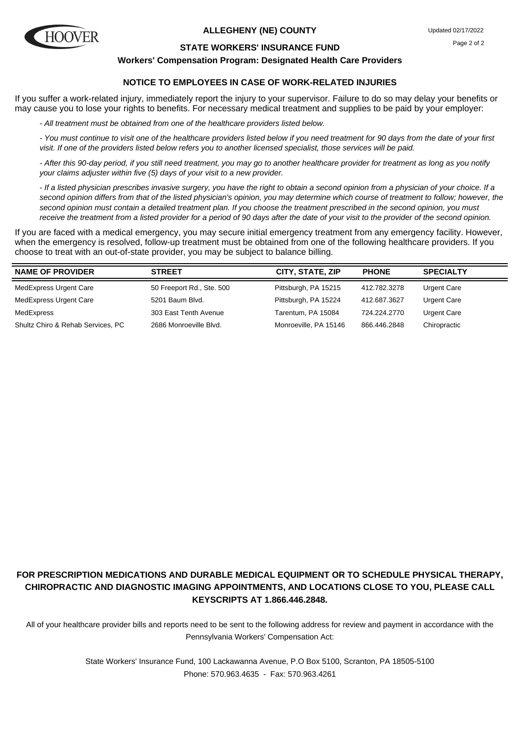# ALLEGHENY (NE) COUNTY

Updated 02/17/2022

## STATE WORKERS' INSURANCE FUND

### Workers' Compensation Program: Designated Health Care Providers

### NOTICE TO EMPLOYEES IN CASE OF WORK-RELATED INJURIES

If you suffer a work-related injury, immediately report the injury to your supervisor. Failure to do so may delay your benefits or may cause you to lose your rights to benefits. For necessary medical treatment and supplies to be paid by your employer:

*- All treatment must be obtained from one of the healthcare providers listed below.*

*- You must continue to visit one of the healthcare providers listed below if you need treatment for 90 days from the date of your first visit. If one of the providers listed below refers you to another licensed specialist, those services will be paid.*

*- After this 90-day period, if you still need treatment, you may go to another healthcare provider for treatment as long as you notify your claims adjuster within five (5) days of your visit to a new provider.*

*- If a listed physician prescribes invasive surgery, you have the right to obtain a second opinion from a physician of your choice. If a second opinion differs from that of the listed physician's opinion, you may determine which course of treatment to follow; however, the second opinion must contain a detailed treatment plan. If you choose the treatment prescribed in the second opinion, you must receive the treatment from a listed provider for a period of 90 days after the date of your visit to the provider of the second opinion.*

If you are faced with a medical emergency, you may secure initial emergency treatment from any emergency facility. However, when the emergency is resolved, follow-up treatment must be obtained from one of the following healthcare providers. If you choose to treat with an out-of-state provider, you may be subject to balance billing.

| NAME OF PROVIDER | STREET | CITY, STATE, ZIP | PHONE | SPECIALTY |
|---|---|---|---|---|
| MedExpress Urgent Care | 50 Freeport Rd., Ste. 500 | Pittsburgh, PA 15215 | 412.782.3278 | Urgent Care |
| MedExpress Urgent Care | 5201 Baum Blvd. | Pittsburgh, PA 15224 | 412.687.3627 | Urgent Care |
| MedExpress | 303 East Tenth Avenue | Tarentum, PA 15084 | 724.224.2770 | Urgent Care |
| Shultz Chiro & Rehab Services, PC | 2686 Monroeville Blvd. | Monroeville, PA 15146 | 866.446.2848 | Chiropractic |

**FOR PRESCRIPTION MEDICATIONS AND DURABLE MEDICAL EQUIPMENT OR TO SCHEDULE PHYSICAL THERAPY, CHIROPRACTIC AND DIAGNOSTIC IMAGING APPOINTMENTS, AND LOCATIONS CLOSE TO YOU, PLEASE CALL KEYSCRIPTS AT 1.866.446.2848.**

All of your healthcare provider bills and reports need to be sent to the following address for review and payment in accordance with the Pennsylvania Workers' Compensation Act:

State Workers' Insurance Fund, 100 Lackawanna Avenue, P.O Box 5100, Scranton, PA 18505-5100
Phone: 570.963.4635 - Fax: 570.963.4261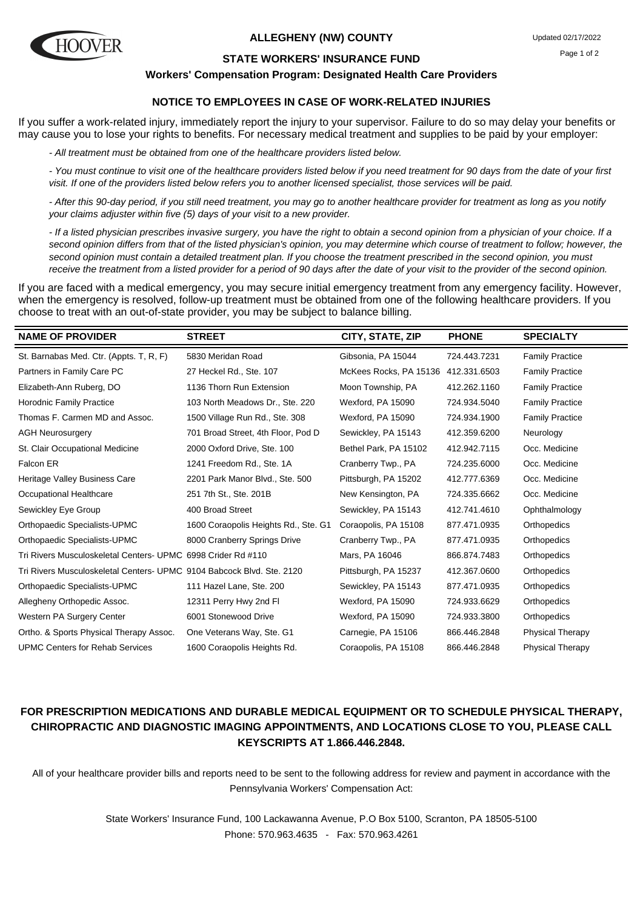# ALLEGHENY (NW) COUNTY

## STATE WORKERS' INSURANCE FUND

### Workers' Compensation Program: Designated Health Care Providers

Updated 02/17/2022

### NOTICE TO EMPLOYEES IN CASE OF WORK-RELATED INJURIES

If you suffer a work-related injury, immediately report the injury to your supervisor. Failure to do so may delay your benefits or may cause you to lose your rights to benefits. For necessary medical treatment and supplies to be paid by your employer:

*- All treatment must be obtained from one of the healthcare providers listed below.*

*- You must continue to visit one of the healthcare providers listed below if you need treatment for 90 days from the date of your first visit. If one of the providers listed below refers you to another licensed specialist, those services will be paid.*

*- After this 90-day period, if you still need treatment, you may go to another healthcare provider for treatment as long as you notify your claims adjuster within five (5) days of your visit to a new provider.*

*- If a listed physician prescribes invasive surgery, you have the right to obtain a second opinion from a physician of your choice. If a second opinion differs from that of the listed physician's opinion, you may determine which course of treatment to follow; however, the second opinion must contain a detailed treatment plan. If you choose the treatment prescribed in the second opinion, you must receive the treatment from a listed provider for a period of 90 days after the date of your visit to the provider of the second opinion.*

If you are faced with a medical emergency, you may secure initial emergency treatment from any emergency facility. However, when the emergency is resolved, follow-up treatment must be obtained from one of the following healthcare providers. If you choose to treat with an out-of-state provider, you may be subject to balance billing.

| NAME OF PROVIDER | STREET | CITY, STATE, ZIP | PHONE | SPECIALTY |
|---|---|---|---|---|
| St. Barnabas Med. Ctr. (Appts. T, R, F) | 5830 Meridan Road | Gibsonia, PA 15044 | 724.443.7231 | Family Practice |
| Partners in Family Care PC | 27 Heckel Rd., Ste. 107 | McKees Rocks, PA 15136 | 412.331.6503 | Family Practice |
| Elizabeth-Ann Ruberg, DO | 1136 Thorn Run Extension | Moon Township, PA | 412.262.1160 | Family Practice |
| Horodnic Family Practice | 103 North Meadows Dr., Ste. 220 | Wexford, PA 15090 | 724.934.5040 | Family Practice |
| Thomas F. Carmen MD and Assoc. | 1500 Village Run Rd., Ste. 308 | Wexford, PA 15090 | 724.934.1900 | Family Practice |
| AGH Neurosurgery | 701 Broad Street, 4th Floor, Pod D | Sewickley, PA 15143 | 412.359.6200 | Neurology |
| St. Clair Occupational Medicine | 2000 Oxford Drive, Ste. 100 | Bethel Park, PA 15102 | 412.942.7115 | Occ. Medicine |
| Falcon ER | 1241 Freedom Rd., Ste. 1A | Cranberry Twp., PA | 724.235.6000 | Occ. Medicine |
| Heritage Valley Business Care | 2201 Park Manor Blvd., Ste. 500 | Pittsburgh, PA 15202 | 412.777.6369 | Occ. Medicine |
| Occupational Healthcare | 251 7th St., Ste. 201B | New Kensington, PA | 724.335.6662 | Occ. Medicine |
| Sewickley Eye Group | 400 Broad Street | Sewickley, PA 15143 | 412.741.4610 | Ophthalmology |
| Orthopaedic Specialists-UPMC | 1600 Coraopolis Heights Rd., Ste. G1 | Coraopolis, PA 15108 | 877.471.0935 | Orthopedics |
| Orthopaedic Specialists-UPMC | 8000 Cranberry Springs Drive | Cranberry Twp., PA | 877.471.0935 | Orthopedics |
| Tri Rivers Musculoskeletal Centers- UPMC | 6998 Crider Rd #110 | Mars, PA 16046 | 866.874.7483 | Orthopedics |
| Tri Rivers Musculoskeletal Centers- UPMC | 9104 Babcock Blvd. Ste. 2120 | Pittsburgh, PA 15237 | 412.367.0600 | Orthopedics |
| Orthopaedic Specialists-UPMC | 111 Hazel Lane, Ste. 200 | Sewickley, PA 15143 | 877.471.0935 | Orthopedics |
| Allegheny Orthopedic Assoc. | 12311 Perry Hwy 2nd Fl | Wexford, PA 15090 | 724.933.6629 | Orthopedics |
| Western PA Surgery Center | 6001 Stonewood Drive | Wexford, PA 15090 | 724.933.3800 | Orthopedics |
| Ortho. & Sports Physical Therapy Assoc. | One Veterans Way, Ste. G1 | Carnegie, PA 15106 | 866.446.2848 | Physical Therapy |
| UPMC Centers for Rehab Services | 1600 Coraopolis Heights Rd. | Coraopolis, PA 15108 | 866.446.2848 | Physical Therapy |

**FOR PRESCRIPTION MEDICATIONS AND DURABLE MEDICAL EQUIPMENT OR TO SCHEDULE PHYSICAL THERAPY, CHIROPRACTIC AND DIAGNOSTIC IMAGING APPOINTMENTS, AND LOCATIONS CLOSE TO YOU, PLEASE CALL KEYSCRIPTS AT 1.866.446.2848.**

All of your healthcare provider bills and reports need to be sent to the following address for review and payment in accordance with the Pennsylvania Workers' Compensation Act:

State Workers' Insurance Fund, 100 Lackawanna Avenue, P.O Box 5100, Scranton, PA 18505-5100
Phone: 570.963.4635 - Fax: 570.963.4261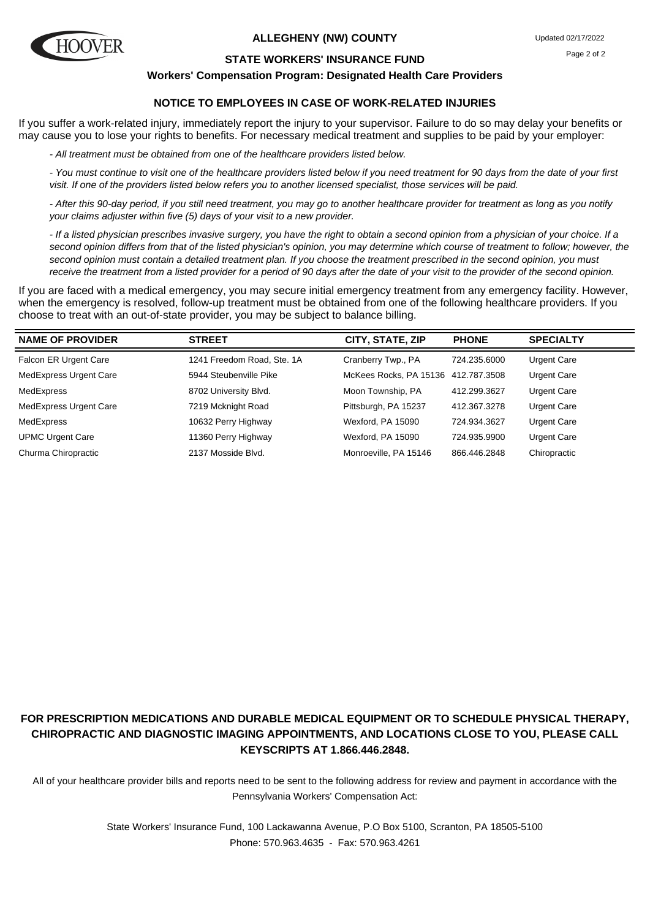# ALLEGHENY (NW) COUNTY

Updated 02/17/2022

## STATE WORKERS' INSURANCE FUND

### Workers' Compensation Program: Designated Health Care Providers

### NOTICE TO EMPLOYEES IN CASE OF WORK-RELATED INJURIES

If you suffer a work-related injury, immediately report the injury to your supervisor. Failure to do so may delay your benefits or may cause you to lose your rights to benefits. For necessary medical treatment and supplies to be paid by your employer:

*- All treatment must be obtained from one of the healthcare providers listed below.*

*- You must continue to visit one of the healthcare providers listed below if you need treatment for 90 days from the date of your first visit. If one of the providers listed below refers you to another licensed specialist, those services will be paid.*

*- After this 90-day period, if you still need treatment, you may go to another healthcare provider for treatment as long as you notify your claims adjuster within five (5) days of your visit to a new provider.*

*- If a listed physician prescribes invasive surgery, you have the right to obtain a second opinion from a physician of your choice. If a second opinion differs from that of the listed physician's opinion, you may determine which course of treatment to follow; however, the second opinion must contain a detailed treatment plan. If you choose the treatment prescribed in the second opinion, you must receive the treatment from a listed provider for a period of 90 days after the date of your visit to the provider of the second opinion.*

If you are faced with a medical emergency, you may secure initial emergency treatment from any emergency facility. However, when the emergency is resolved, follow-up treatment must be obtained from one of the following healthcare providers. If you choose to treat with an out-of-state provider, you may be subject to balance billing.

| NAME OF PROVIDER | STREET | CITY, STATE, ZIP | PHONE | SPECIALTY |
|---|---|---|---|---|
| Falcon ER Urgent Care | 1241 Freedom Road, Ste. 1A | Cranberry Twp., PA | 724.235.6000 | Urgent Care |
| MedExpress Urgent Care | 5944 Steubenville Pike | McKees Rocks, PA 15136 | 412.787.3508 | Urgent Care |
| MedExpress | 8702 University Blvd. | Moon Township, PA | 412.299.3627 | Urgent Care |
| MedExpress Urgent Care | 7219 Mcknight Road | Pittsburgh, PA 15237 | 412.367.3278 | Urgent Care |
| MedExpress | 10632 Perry Highway | Wexford, PA 15090 | 724.934.3627 | Urgent Care |
| UPMC Urgent Care | 11360 Perry Highway | Wexford, PA 15090 | 724.935.9900 | Urgent Care |
| Churma Chiropractic | 2137 Mosside Blvd. | Monroeville, PA 15146 | 866.446.2848 | Chiropractic |

**FOR PRESCRIPTION MEDICATIONS AND DURABLE MEDICAL EQUIPMENT OR TO SCHEDULE PHYSICAL THERAPY, CHIROPRACTIC AND DIAGNOSTIC IMAGING APPOINTMENTS, AND LOCATIONS CLOSE TO YOU, PLEASE CALL KEYSCRIPTS AT 1.866.446.2848.**

All of your healthcare provider bills and reports need to be sent to the following address for review and payment in accordance with the Pennsylvania Workers' Compensation Act:

State Workers' Insurance Fund, 100 Lackawanna Avenue, P.O Box 5100, Scranton, PA 18505-5100
Phone: 570.963.4635 - Fax: 570.963.4261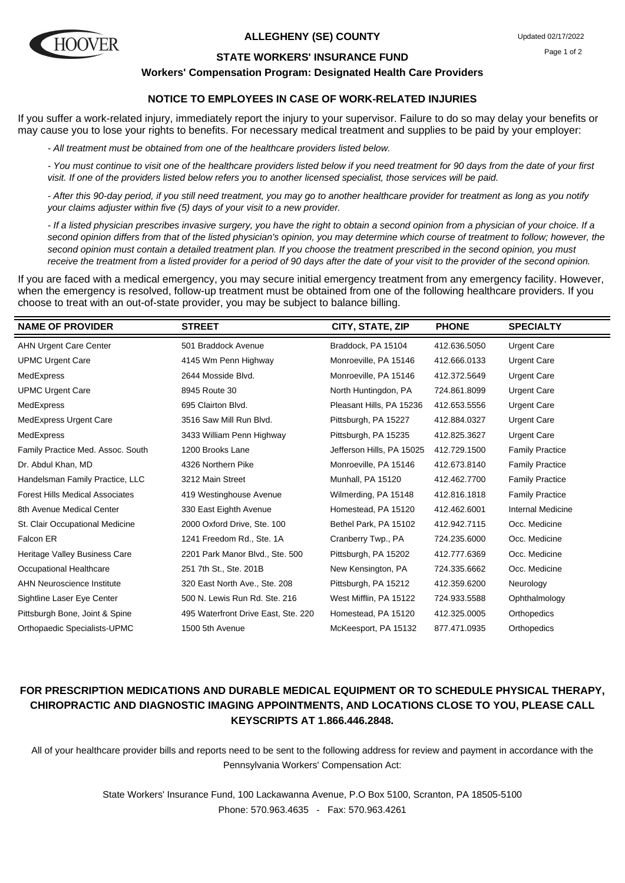# ALLEGHENY (SE) COUNTY

## STATE WORKERS' INSURANCE FUND

### Workers' Compensation Program: Designated Health Care Providers

Updated 02/17/2022

### NOTICE TO EMPLOYEES IN CASE OF WORK-RELATED INJURIES

If you suffer a work-related injury, immediately report the injury to your supervisor. Failure to do so may delay your benefits or may cause you to lose your rights to benefits. For necessary medical treatment and supplies to be paid by your employer:

*- All treatment must be obtained from one of the healthcare providers listed below.*

*- You must continue to visit one of the healthcare providers listed below if you need treatment for 90 days from the date of your first visit. If one of the providers listed below refers you to another licensed specialist, those services will be paid.*

*- After this 90-day period, if you still need treatment, you may go to another healthcare provider for treatment as long as you notify your claims adjuster within five (5) days of your visit to a new provider.*

*- If a listed physician prescribes invasive surgery, you have the right to obtain a second opinion from a physician of your choice. If a second opinion differs from that of the listed physician's opinion, you may determine which course of treatment to follow; however, the second opinion must contain a detailed treatment plan. If you choose the treatment prescribed in the second opinion, you must receive the treatment from a listed provider for a period of 90 days after the date of your visit to the provider of the second opinion.*

If you are faced with a medical emergency, you may secure initial emergency treatment from any emergency facility. However, when the emergency is resolved, follow-up treatment must be obtained from one of the following healthcare providers. If you choose to treat with an out-of-state provider, you may be subject to balance billing.

| NAME OF PROVIDER | STREET | CITY, STATE, ZIP | PHONE | SPECIALTY |
|---|---|---|---|---|
| AHN Urgent Care Center | 501 Braddock Avenue | Braddock, PA 15104 | 412.636.5050 | Urgent Care |
| UPMC Urgent Care | 4145 Wm Penn Highway | Monroeville, PA 15146 | 412.666.0133 | Urgent Care |
| MedExpress | 2644 Mosside Blvd. | Monroeville, PA 15146 | 412.372.5649 | Urgent Care |
| UPMC Urgent Care | 8945 Route 30 | North Huntingdon, PA | 724.861.8099 | Urgent Care |
| MedExpress | 695 Clairton Blvd. | Pleasant Hills, PA 15236 | 412.653.5556 | Urgent Care |
| MedExpress Urgent Care | 3516 Saw Mill Run Blvd. | Pittsburgh, PA 15227 | 412.884.0327 | Urgent Care |
| MedExpress | 3433 William Penn Highway | Pittsburgh, PA 15235 | 412.825.3627 | Urgent Care |
| Family Practice Med. Assoc. South | 1200 Brooks Lane | Jefferson Hills, PA 15025 | 412.729.1500 | Family Practice |
| Dr. Abdul Khan, MD | 4326 Northern Pike | Monroeville, PA 15146 | 412.673.8140 | Family Practice |
| Handelsman Family Practice, LLC | 3212 Main Street | Munhall, PA 15120 | 412.462.7700 | Family Practice |
| Forest Hills Medical Associates | 419 Westinghouse Avenue | Wilmerding, PA 15148 | 412.816.1818 | Family Practice |
| 8th Avenue Medical Center | 330 East Eighth Avenue | Homestead, PA 15120 | 412.462.6001 | Internal Medicine |
| St. Clair Occupational Medicine | 2000 Oxford Drive, Ste. 100 | Bethel Park, PA 15102 | 412.942.7115 | Occ. Medicine |
| Falcon ER | 1241 Freedom Rd., Ste. 1A | Cranberry Twp., PA | 724.235.6000 | Occ. Medicine |
| Heritage Valley Business Care | 2201 Park Manor Blvd., Ste. 500 | Pittsburgh, PA 15202 | 412.777.6369 | Occ. Medicine |
| Occupational Healthcare | 251 7th St., Ste. 201B | New Kensington, PA | 724.335.6662 | Occ. Medicine |
| AHN Neuroscience Institute | 320 East North Ave., Ste. 208 | Pittsburgh, PA 15212 | 412.359.6200 | Neurology |
| Sightline Laser Eye Center | 500 N. Lewis Run Rd. Ste. 216 | West Mifflin, PA 15122 | 724.933.5588 | Ophthalmology |
| Pittsburgh Bone, Joint & Spine | 495 Waterfront Drive East, Ste. 220 | Homestead, PA 15120 | 412.325.0005 | Orthopedics |
| Orthopaedic Specialists-UPMC | 1500 5th Avenue | McKeesport, PA 15132 | 877.471.0935 | Orthopedics |

**FOR PRESCRIPTION MEDICATIONS AND DURABLE MEDICAL EQUIPMENT OR TO SCHEDULE PHYSICAL THERAPY, CHIROPRACTIC AND DIAGNOSTIC IMAGING APPOINTMENTS, AND LOCATIONS CLOSE TO YOU, PLEASE CALL KEYSCRIPTS AT 1.866.446.2848.**

All of your healthcare provider bills and reports need to be sent to the following address for review and payment in accordance with the Pennsylvania Workers' Compensation Act:

State Workers' Insurance Fund, 100 Lackawanna Avenue, P.O Box 5100, Scranton, PA 18505-5100
Phone: 570.963.4635 - Fax: 570.963.4261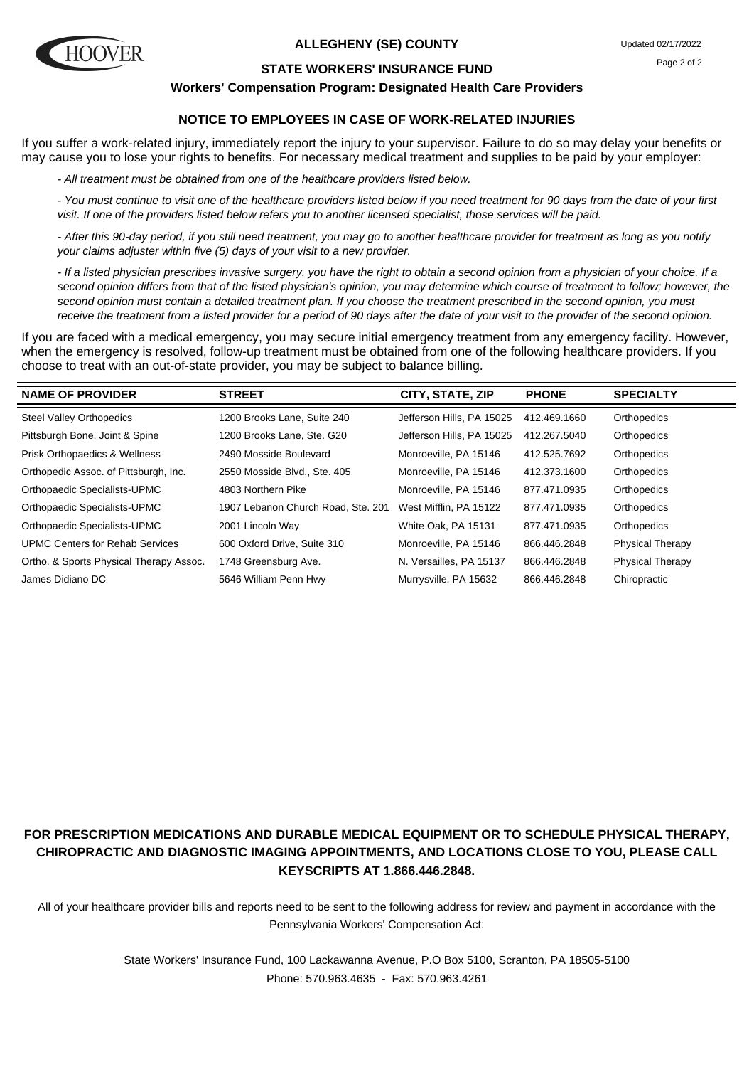# ALLEGHENY (SE) COUNTY

Updated 02/17/2022

## STATE WORKERS' INSURANCE FUND

### Workers' Compensation Program: Designated Health Care Providers

### NOTICE TO EMPLOYEES IN CASE OF WORK-RELATED INJURIES

If you suffer a work-related injury, immediately report the injury to your supervisor. Failure to do so may delay your benefits or may cause you to lose your rights to benefits. For necessary medical treatment and supplies to be paid by your employer:

*- All treatment must be obtained from one of the healthcare providers listed below.*

*- You must continue to visit one of the healthcare providers listed below if you need treatment for 90 days from the date of your first visit. If one of the providers listed below refers you to another licensed specialist, those services will be paid.*

*- After this 90-day period, if you still need treatment, you may go to another healthcare provider for treatment as long as you notify your claims adjuster within five (5) days of your visit to a new provider.*

*- If a listed physician prescribes invasive surgery, you have the right to obtain a second opinion from a physician of your choice. If a second opinion differs from that of the listed physician's opinion, you may determine which course of treatment to follow; however, the second opinion must contain a detailed treatment plan. If you choose the treatment prescribed in the second opinion, you must receive the treatment from a listed provider for a period of 90 days after the date of your visit to the provider of the second opinion.*

If you are faced with a medical emergency, you may secure initial emergency treatment from any emergency facility. However, when the emergency is resolved, follow-up treatment must be obtained from one of the following healthcare providers. If you choose to treat with an out-of-state provider, you may be subject to balance billing.

| NAME OF PROVIDER | STREET | CITY, STATE, ZIP | PHONE | SPECIALTY |
|---|---|---|---|---|
| Steel Valley Orthopedics | 1200 Brooks Lane, Suite 240 | Jefferson Hills, PA 15025 | 412.469.1660 | Orthopedics |
| Pittsburgh Bone, Joint & Spine | 1200 Brooks Lane, Ste. G20 | Jefferson Hills, PA 15025 | 412.267.5040 | Orthopedics |
| Prisk Orthopaedics & Wellness | 2490 Mosside Boulevard | Monroeville, PA 15146 | 412.525.7692 | Orthopedics |
| Orthopedic Assoc. of Pittsburgh, Inc. | 2550 Mosside Blvd., Ste. 405 | Monroeville, PA 15146 | 412.373.1600 | Orthopedics |
| Orthopaedic Specialists-UPMC | 4803 Northern Pike | Monroeville, PA 15146 | 877.471.0935 | Orthopedics |
| Orthopaedic Specialists-UPMC | 1907 Lebanon Church Road, Ste. 201 | West Mifflin, PA 15122 | 877.471.0935 | Orthopedics |
| Orthopaedic Specialists-UPMC | 2001 Lincoln Way | White Oak, PA 15131 | 877.471.0935 | Orthopedics |
| UPMC Centers for Rehab Services | 600 Oxford Drive, Suite 310 | Monroeville, PA 15146 | 866.446.2848 | Physical Therapy |
| Ortho. & Sports Physical Therapy Assoc. | 1748 Greensburg Ave. | N. Versailles, PA 15137 | 866.446.2848 | Physical Therapy |
| James Didiano DC | 5646 William Penn Hwy | Murrysville, PA 15632 | 866.446.2848 | Chiropractic |

**FOR PRESCRIPTION MEDICATIONS AND DURABLE MEDICAL EQUIPMENT OR TO SCHEDULE PHYSICAL THERAPY, CHIROPRACTIC AND DIAGNOSTIC IMAGING APPOINTMENTS, AND LOCATIONS CLOSE TO YOU, PLEASE CALL KEYSCRIPTS AT 1.866.446.2848.**

All of your healthcare provider bills and reports need to be sent to the following address for review and payment in accordance with the Pennsylvania Workers' Compensation Act:

State Workers' Insurance Fund, 100 Lackawanna Avenue, P.O Box 5100, Scranton, PA 18505-5100
Phone: 570.963.4635 - Fax: 570.963.4261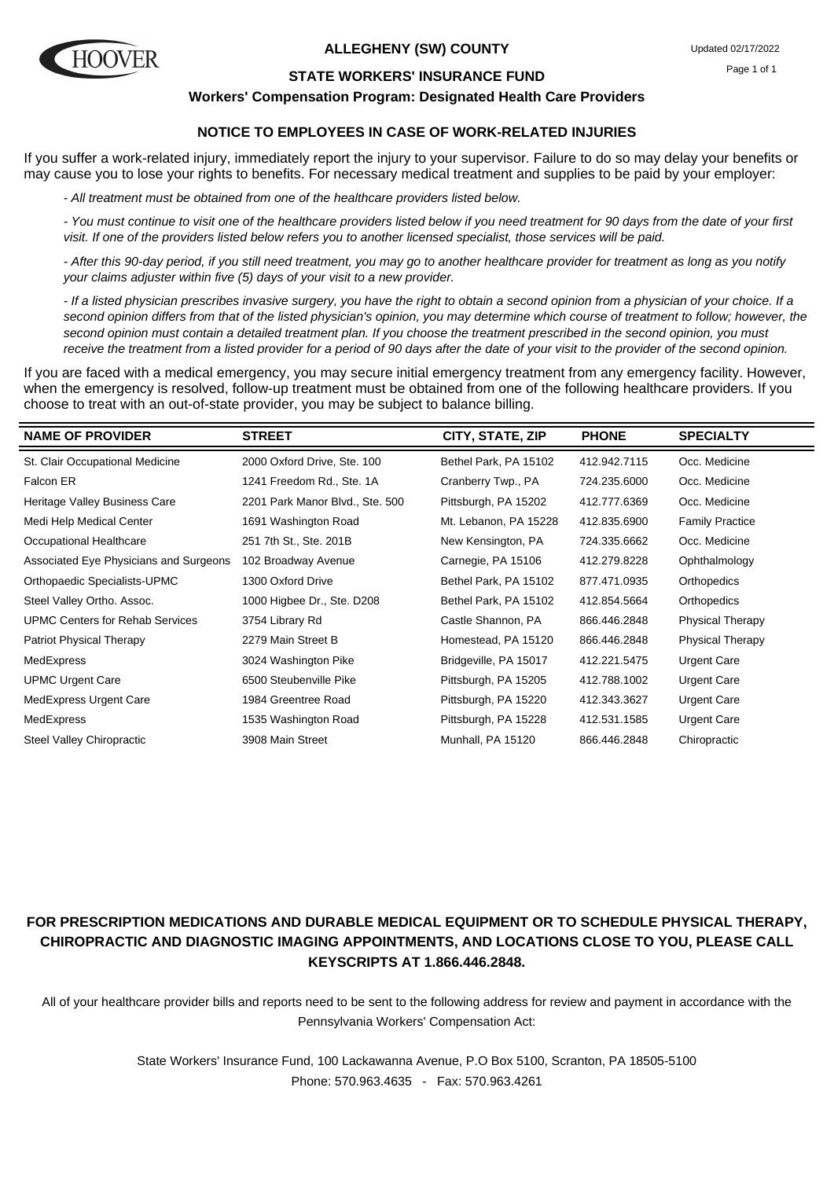HOOVER

**ALLEGHENY (SW) COUNTY**

Updated 02/17/2022

**STATE WORKERS' INSURANCE FUND**

**Workers' Compensation Program: Designated Health Care Providers**

### NOTICE TO EMPLOYEES IN CASE OF WORK-RELATED INJURIES

If you suffer a work-related injury, immediately report the injury to your supervisor. Failure to do so may delay your benefits or may cause you to lose your rights to benefits. For necessary medical treatment and supplies to be paid by your employer:

*- All treatment must be obtained from one of the healthcare providers listed below.*

*- You must continue to visit one of the healthcare providers listed below if you need treatment for 90 days from the date of your first visit. If one of the providers listed below refers you to another licensed specialist, those services will be paid.*

*- After this 90-day period, if you still need treatment, you may go to another healthcare provider for treatment as long as you notify your claims adjuster within five (5) days of your visit to a new provider.*

*- If a listed physician prescribes invasive surgery, you have the right to obtain a second opinion from a physician of your choice. If a second opinion differs from that of the listed physician's opinion, you may determine which course of treatment to follow; however, the second opinion must contain a detailed treatment plan. If you choose the treatment prescribed in the second opinion, you must receive the treatment from a listed provider for a period of 90 days after the date of your visit to the provider of the second opinion.*

If you are faced with a medical emergency, you may secure initial emergency treatment from any emergency facility. However, when the emergency is resolved, follow-up treatment must be obtained from one of the following healthcare providers. If you choose to treat with an out-of-state provider, you may be subject to balance billing.

| NAME OF PROVIDER | STREET | CITY, STATE, ZIP | PHONE | SPECIALTY |
|---|---|---|---|---|
| St. Clair Occupational Medicine | 2000 Oxford Drive, Ste. 100 | Bethel Park, PA 15102 | 412.942.7115 | Occ. Medicine |
| Falcon ER | 1241 Freedom Rd., Ste. 1A | Cranberry Twp., PA | 724.235.6000 | Occ. Medicine |
| Heritage Valley Business Care | 2201 Park Manor Blvd., Ste. 500 | Pittsburgh, PA 15202 | 412.777.6369 | Occ. Medicine |
| Medi Help Medical Center | 1691 Washington Road | Mt. Lebanon, PA 15228 | 412.835.6900 | Family Practice |
| Occupational Healthcare | 251 7th St., Ste. 201B | New Kensington, PA | 724.335.6662 | Occ. Medicine |
| Associated Eye Physicians and Surgeons | 102 Broadway Avenue | Carnegie, PA 15106 | 412.279.8228 | Ophthalmology |
| Orthopaedic Specialists-UPMC | 1300 Oxford Drive | Bethel Park, PA 15102 | 877.471.0935 | Orthopedics |
| Steel Valley Ortho. Assoc. | 1000 Higbee Dr., Ste. D208 | Bethel Park, PA 15102 | 412.854.5664 | Orthopedics |
| UPMC Centers for Rehab Services | 3754 Library Rd | Castle Shannon, PA | 866.446.2848 | Physical Therapy |
| Patriot Physical Therapy | 2279 Main Street B | Homestead, PA 15120 | 866.446.2848 | Physical Therapy |
| MedExpress | 3024 Washington Pike | Bridgeville, PA 15017 | 412.221.5475 | Urgent Care |
| UPMC Urgent Care | 6500 Steubenville Pike | Pittsburgh, PA 15205 | 412.788.1002 | Urgent Care |
| MedExpress Urgent Care | 1984 Greentree Road | Pittsburgh, PA 15220 | 412.343.3627 | Urgent Care |
| MedExpress | 1535 Washington Road | Pittsburgh, PA 15228 | 412.531.1585 | Urgent Care |
| Steel Valley Chiropractic | 3908 Main Street | Munhall, PA 15120 | 866.446.2848 | Chiropractic |

**FOR PRESCRIPTION MEDICATIONS AND DURABLE MEDICAL EQUIPMENT OR TO SCHEDULE PHYSICAL THERAPY, CHIROPRACTIC AND DIAGNOSTIC IMAGING APPOINTMENTS, AND LOCATIONS CLOSE TO YOU, PLEASE CALL KEYSCRIPTS AT 1.866.446.2848.**

All of your healthcare provider bills and reports need to be sent to the following address for review and payment in accordance with the Pennsylvania Workers' Compensation Act:

State Workers' Insurance Fund, 100 Lackawanna Avenue, P.O Box 5100, Scranton, PA 18505-5100
Phone: 570.963.4635 - Fax: 570.963.4261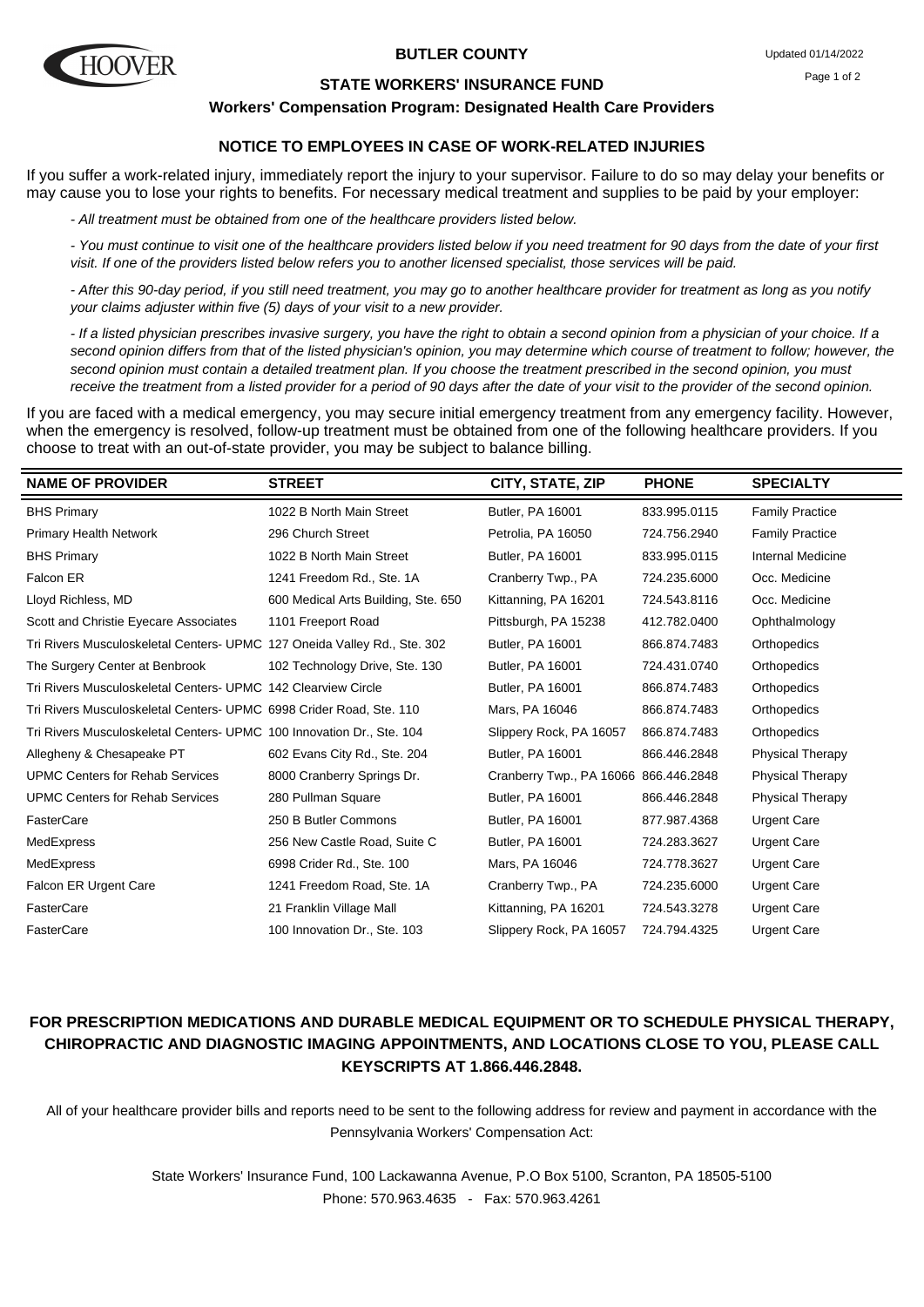HOOVER

**BUTLER COUNTY**

Updated 01/14/2022

## STATE WORKERS' INSURANCE FUND

### Workers' Compensation Program: Designated Health Care Providers

### NOTICE TO EMPLOYEES IN CASE OF WORK-RELATED INJURIES

If you suffer a work-related injury, immediately report the injury to your supervisor. Failure to do so may delay your benefits or may cause you to lose your rights to benefits. For necessary medical treatment and supplies to be paid by your employer:

*- All treatment must be obtained from one of the healthcare providers listed below.*

*- You must continue to visit one of the healthcare providers listed below if you need treatment for 90 days from the date of your first visit. If one of the providers listed below refers you to another licensed specialist, those services will be paid.*

*- After this 90-day period, if you still need treatment, you may go to another healthcare provider for treatment as long as you notify your claims adjuster within five (5) days of your visit to a new provider.*

*- If a listed physician prescribes invasive surgery, you have the right to obtain a second opinion from a physician of your choice. If a second opinion differs from that of the listed physician's opinion, you may determine which course of treatment to follow; however, the second opinion must contain a detailed treatment plan. If you choose the treatment prescribed in the second opinion, you must receive the treatment from a listed provider for a period of 90 days after the date of your visit to the provider of the second opinion.*

If you are faced with a medical emergency, you may secure initial emergency treatment from any emergency facility. However, when the emergency is resolved, follow-up treatment must be obtained from one of the following healthcare providers. If you choose to treat with an out-of-state provider, you may be subject to balance billing.

| NAME OF PROVIDER | STREET | CITY, STATE, ZIP | PHONE | SPECIALTY |
|---|---|---|---|---|
| BHS Primary | 1022 B North Main Street | Butler, PA 16001 | 833.995.0115 | Family Practice |
| Primary Health Network | 296 Church Street | Petrolia, PA 16050 | 724.756.2940 | Family Practice |
| BHS Primary | 1022 B North Main Street | Butler, PA 16001 | 833.995.0115 | Internal Medicine |
| Falcon ER | 1241 Freedom Rd., Ste. 1A | Cranberry Twp., PA | 724.235.6000 | Occ. Medicine |
| Lloyd Richless, MD | 600 Medical Arts Building, Ste. 650 | Kittanning, PA 16201 | 724.543.8116 | Occ. Medicine |
| Scott and Christie Eyecare Associates | 1101 Freeport Road | Pittsburgh, PA 15238 | 412.782.0400 | Ophthalmology |
| Tri Rivers Musculoskeletal Centers- UPMC | 127 Oneida Valley Rd., Ste. 302 | Butler, PA 16001 | 866.874.7483 | Orthopedics |
| The Surgery Center at Benbrook | 102 Technology Drive, Ste. 130 | Butler, PA 16001 | 724.431.0740 | Orthopedics |
| Tri Rivers Musculoskeletal Centers- UPMC | 142 Clearview Circle | Butler, PA 16001 | 866.874.7483 | Orthopedics |
| Tri Rivers Musculoskeletal Centers- UPMC | 6998 Crider Road, Ste. 110 | Mars, PA 16046 | 866.874.7483 | Orthopedics |
| Tri Rivers Musculoskeletal Centers- UPMC | 100 Innovation Dr., Ste. 104 | Slippery Rock, PA 16057 | 866.874.7483 | Orthopedics |
| Allegheny & Chesapeake PT | 602 Evans City Rd., Ste. 204 | Butler, PA 16001 | 866.446.2848 | Physical Therapy |
| UPMC Centers for Rehab Services | 8000 Cranberry Springs Dr. | Cranberry Twp., PA 16066 | 866.446.2848 | Physical Therapy |
| UPMC Centers for Rehab Services | 280 Pullman Square | Butler, PA 16001 | 866.446.2848 | Physical Therapy |
| FasterCare | 250 B Butler Commons | Butler, PA 16001 | 877.987.4368 | Urgent Care |
| MedExpress | 256 New Castle Road, Suite C | Butler, PA 16001 | 724.283.3627 | Urgent Care |
| MedExpress | 6998 Crider Rd., Ste. 100 | Mars, PA 16046 | 724.778.3627 | Urgent Care |
| Falcon ER Urgent Care | 1241 Freedom Road, Ste. 1A | Cranberry Twp., PA | 724.235.6000 | Urgent Care |
| FasterCare | 21 Franklin Village Mall | Kittanning, PA 16201 | 724.543.3278 | Urgent Care |
| FasterCare | 100 Innovation Dr., Ste. 103 | Slippery Rock, PA 16057 | 724.794.4325 | Urgent Care |

**FOR PRESCRIPTION MEDICATIONS AND DURABLE MEDICAL EQUIPMENT OR TO SCHEDULE PHYSICAL THERAPY, CHIROPRACTIC AND DIAGNOSTIC IMAGING APPOINTMENTS, AND LOCATIONS CLOSE TO YOU, PLEASE CALL KEYSCRIPTS AT 1.866.446.2848.**

All of your healthcare provider bills and reports need to be sent to the following address for review and payment in accordance with the Pennsylvania Workers' Compensation Act:

State Workers' Insurance Fund, 100 Lackawanna Avenue, P.O Box 5100, Scranton, PA 18505-5100
Phone: 570.963.4635 - Fax: 570.963.4261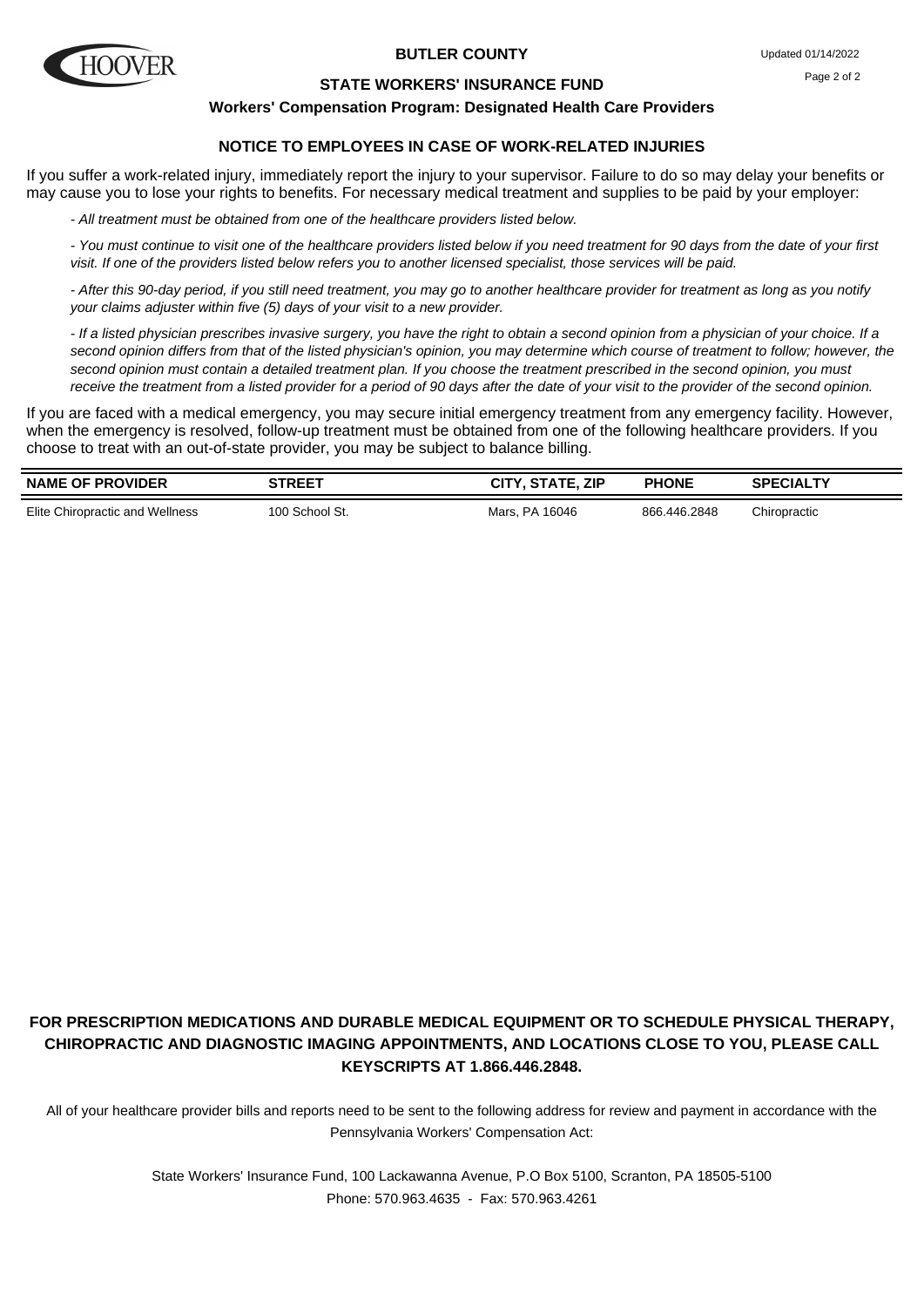# BUTLER COUNTY

## STATE WORKERS' INSURANCE FUND

### Workers' Compensation Program: Designated Health Care Providers

Updated 01/14/2022

### NOTICE TO EMPLOYEES IN CASE OF WORK-RELATED INJURIES

If you suffer a work-related injury, immediately report the injury to your supervisor. Failure to do so may delay your benefits or may cause you to lose your rights to benefits. For necessary medical treatment and supplies to be paid by your employer:

*- All treatment must be obtained from one of the healthcare providers listed below.*

*- You must continue to visit one of the healthcare providers listed below if you need treatment for 90 days from the date of your first visit. If one of the providers listed below refers you to another licensed specialist, those services will be paid.*

*- After this 90-day period, if you still need treatment, you may go to another healthcare provider for treatment as long as you notify your claims adjuster within five (5) days of your visit to a new provider.*

*- If a listed physician prescribes invasive surgery, you have the right to obtain a second opinion from a physician of your choice. If a second opinion differs from that of the listed physician's opinion, you may determine which course of treatment to follow; however, the second opinion must contain a detailed treatment plan. If you choose the treatment prescribed in the second opinion, you must receive the treatment from a listed provider for a period of 90 days after the date of your visit to the provider of the second opinion.*

If you are faced with a medical emergency, you may secure initial emergency treatment from any emergency facility. However, when the emergency is resolved, follow-up treatment must be obtained from one of the following healthcare providers. If you choose to treat with an out-of-state provider, you may be subject to balance billing.

| NAME OF PROVIDER | STREET | CITY, STATE, ZIP | PHONE | SPECIALTY |
|---|---|---|---|---|
| Elite Chiropractic and Wellness | 100 School St. | Mars, PA 16046 | 866.446.2848 | Chiropractic |

**FOR PRESCRIPTION MEDICATIONS AND DURABLE MEDICAL EQUIPMENT OR TO SCHEDULE PHYSICAL THERAPY, CHIROPRACTIC AND DIAGNOSTIC IMAGING APPOINTMENTS, AND LOCATIONS CLOSE TO YOU, PLEASE CALL KEYSCRIPTS AT 1.866.446.2848.**

All of your healthcare provider bills and reports need to be sent to the following address for review and payment in accordance with the Pennsylvania Workers' Compensation Act:

State Workers' Insurance Fund, 100 Lackawanna Avenue, P.O Box 5100, Scranton, PA 18505-5100
Phone: 570.963.4635 - Fax: 570.963.4261